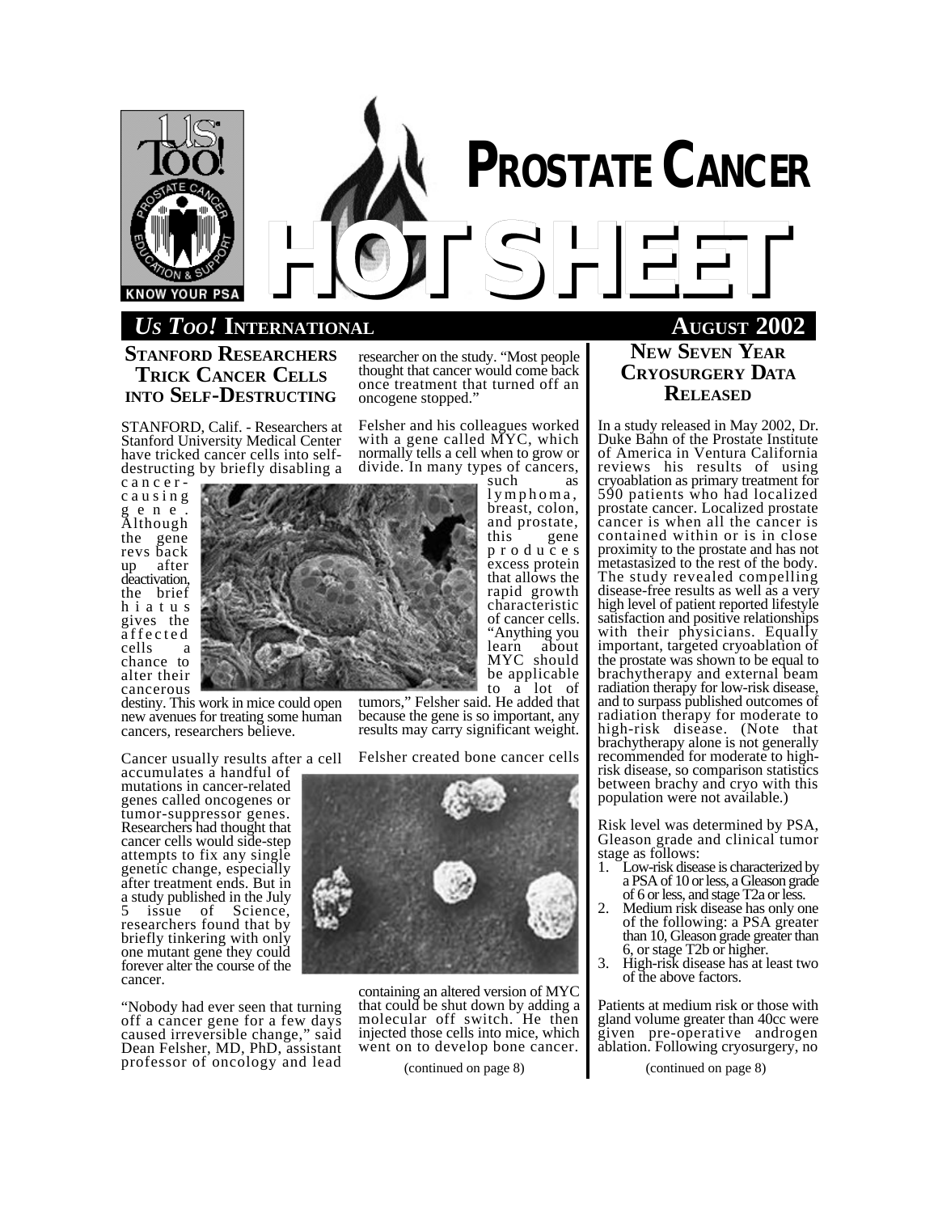# PROSTATE CANCER HOT SHEET

*US TOO!* INTERNATIONAL — AUGUST 2002

## STANFORD RESEARCHERS TRICK CANCER CELLS INTO SELF-DESTRUCTING

STANFORD, Calif. - Researchers at Stanford University Medical Center have tricked cancer cells into self-destructing by briefly disabling a cancer-causing gene. Although the gene revs back up after deactivation, the brief hiatus gives the affected cells a chance to alter their cancerous destiny. This work in mice could open new avenues for treating some human cancers, researchers believe.

Cancer usually results after a cell accumulates a handful of mutations in cancer-related genes called oncogenes or tumor-suppressor genes. Researchers had thought that cancer cells would side-step attempts to fix any single genetic change, especially after treatment ends. But in a study published in the July 5 issue of Science, researchers found that by briefly tinkering with only one mutant gene they could forever alter the course of the cancer.

"Nobody had ever seen that turning off a cancer gene for a few days caused irreversible change," said Dean Felsher, MD, PhD, assistant professor of oncology and lead researcher on the study. "Most people thought that cancer would come back once treatment that turned off an oncogene stopped."

Felsher and his colleagues worked with a gene called MYC, which normally tells a cell when to grow or divide. In many types of cancers, such as lymphoma, breast, colon, and prostate, this gene produces excess protein that allows the rapid growth characteristic of cancer cells. "Anything you learn about MYC should be applicable to a lot of tumors," Felsher said. He added that because the gene is so important, any results may carry significant weight.

Felsher created bone cancer cells containing an altered version of MYC that could be shut down by adding a molecular off switch. He then injected those cells into mice, which went on to develop bone cancer.

(continued on page 8)

## NEW SEVEN YEAR CRYOSURGERY DATA RELEASED

In a study released in May 2002, Dr. Duke Bahn of the Prostate Institute of America in Ventura California reviews his results of using cryoablation as primary treatment for 590 patients who had localized prostate cancer. Localized prostate cancer is when all the cancer is contained within or is in close proximity to the prostate and has not metastasized to the rest of the body. The study revealed compelling disease-free results as well as a very high level of patient reported lifestyle satisfaction and positive relationships with their physicians. Equally important, targeted cryoablation of the prostate was shown to be equal to brachytherapy and external beam radiation therapy for low-risk disease, and to surpass published outcomes of radiation therapy for moderate to high-risk disease. (Note that brachytherapy alone is not generally recommended for moderate to high-risk disease, so comparison statistics between brachy and cryo with this population were not available.)

Risk level was determined by PSA, Gleason grade and clinical tumor stage as follows:

1. Low-risk disease is characterized by a PSA of 10 or less, a Gleason grade of 6 or less, and stage T2a or less.
2. Medium risk disease has only one of the following: a PSA greater than 10, Gleason grade greater than 6, or stage T2b or higher.
3. High-risk disease has at least two of the above factors.

Patients at medium risk or those with gland volume greater than 40cc were given pre-operative androgen ablation. Following cryosurgery, no

(continued on page 8)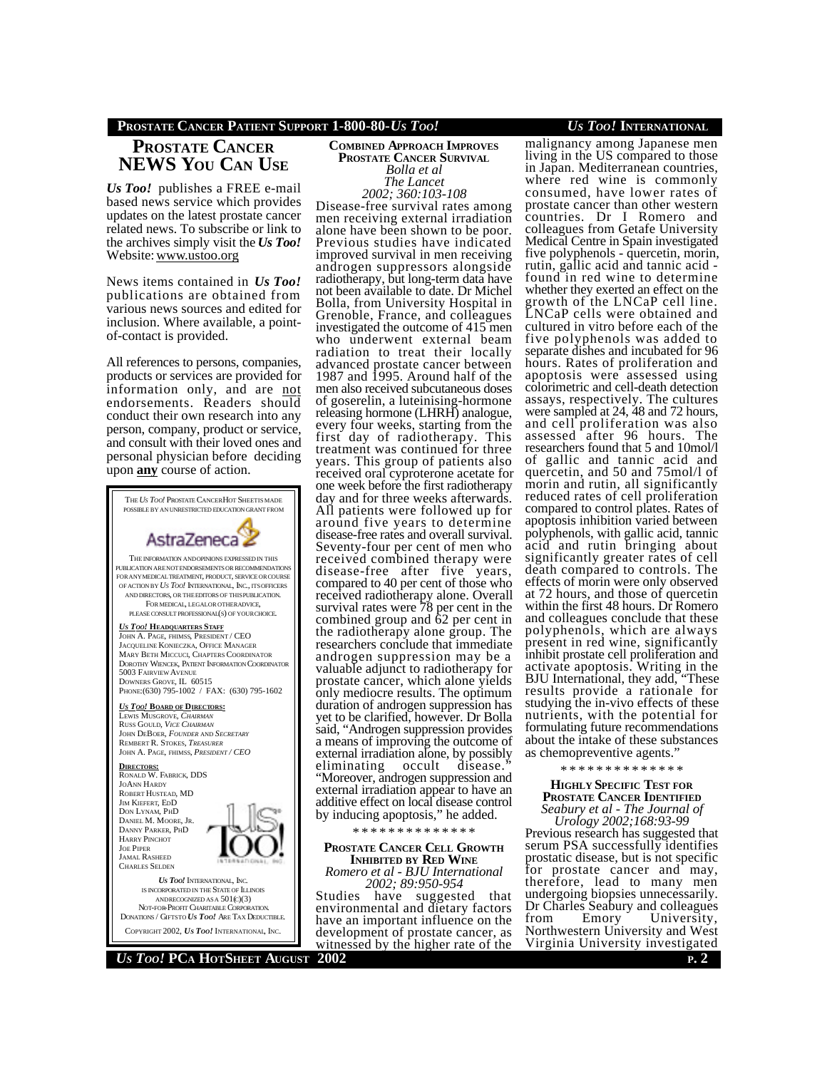## PROSTATE CANCER NEWS YOU CAN USE

***Us Too!*** publishes a FREE e-mail based news service which provides updates on the latest prostate cancer related news. To subscribe or link to the archives simply visit the ***Us Too!*** Website: www.ustoo.org

News items contained in ***Us Too!*** publications are obtained from various news sources and edited for inclusion. Where available, a point-of-contact is provided.

All references to persons, companies, products or services are provided for information only, and are not endorsements. Readers should conduct their own research into any person, company, product or service, and consult with their loved ones and personal physician before deciding upon **any** course of action.

THE *US TOO!* PROSTATE CANCER HOT SHEETS MADE POSSIBLE BY AN UNRESTRICTED EDUCATION GRANT FROM

AstraZeneca

THE INFORMATION AND OPINIONS EXPRESSED IN THIS PUBLICATION ARE NOT ENDORSEMENTS OR RECOMMENDATIONS FOR ANY MEDICAL TREATMENT, PRODUCT, SERVICE OR COURSE OF ACTION BY *US TOO!* INTERNATIONAL, INC., ITS OFFICERS AND DIRECTORS, OR THE EDITORS OF THIS PUBLICATION. FOR MEDICAL, LEGAL OR OTHER ADVICE, PLEASE CONSULT PROFESSIONAL(S) OF YOUR CHOICE.

***US TOO!* HEADQUARTERS STAFF**
JOHN A. PAGE, FHIMSS, PRESIDENT / CEO
JACQUELINE KONIECZKA, OFFICE MANAGER
MARY BETH MICCUCI, CHAPTERS COORDINATOR
DOROTHY WIENCEK, PATIENT INFORMATION COORDINATOR
5003 FAIRVIEW AVENUE
DOWNERS GROVE, IL 60515
PHONE:(630) 795-1002 / FAX: (630) 795-1602

***US TOO!* BOARD OF DIRECTORS:**
LEWIS MUSGROVE, *CHAIRMAN*
RUSS GOULD, *VICE CHAIRMAN*
JOHN DEBOER, *FOUNDER AND SECRETARY*
REMBERT R. STOKES, *TREASURER*
JOHN A. PAGE, FHIMSS, *PRESIDENT / CEO*

**DIRECTORS:**
RONALD W. FABRICK, DDS
JOANN HARDY
ROBERT HUSTEAD, MD
JIM KIEFERT, EDD
DON LYNAM, PHD
DANIEL M. MOORE, JR.
DANNY PARKER, PHD
HARRY PINCHOT
JOE PIPER
JAMAL RASHEED
CHARLES SELDEN

***US TOO!* INTERNATIONAL, INC.** IS INCORPORATED IN THE STATE OF ILLINOIS AND RECOGNIZED AS A 501(C)(3) NOT-FOR-PROFIT CHARITABLE CORPORATION. DONATIONS / GIFTS TO ***US TOO!*** ARE TAX DEDUCTIBLE.

COPYRIGHT 2002, *US TOO!* INTERNATIONAL, INC.

### COMBINED APPROACH IMPROVES PROSTATE CANCER SURVIVAL

*Bolla et al*
*The Lancet*
*2002; 360:103-108*

Disease-free survival rates among men receiving external irradiation alone have been shown to be poor. Previous studies have indicated improved survival in men receiving androgen suppressors alongside radiotherapy, but long-term data have not been available to date. Dr Michel Bolla, from University Hospital in Grenoble, France, and colleagues investigated the outcome of 415 men who underwent external beam radiation to treat their locally advanced prostate cancer between 1987 and 1995. Around half of the men also received subcutaneous doses of goserelin, a luteinising-hormone releasing hormone (LHRH) analogue, every four weeks, starting from the first day of radiotherapy. This treatment was continued for three years. This group of patients also received oral cyproterone acetate for one week before the first radiotherapy day and for three weeks afterwards. All patients were followed up for around five years to determine disease-free rates and overall survival. Seventy-four per cent of men who received combined therapy were disease-free after five years, compared to 40 per cent of those who received radiotherapy alone. Overall survival rates were 78 per cent in the combined group and 62 per cent in the radiotherapy alone group. The researchers conclude that immediate androgen suppression may be a valuable adjunct to radiotherapy for prostate cancer, which alone yields only mediocre results. The optimum duration of androgen suppression has yet to be clarified, however. Dr Bolla said, "Androgen suppression provides a means of improving the outcome of external irradiation alone, by possibly eliminating occult disease." "Moreover, androgen suppression and external irradiation appear to have an additive effect on local disease control by inducing apoptosis," he added.

\* \* \* \* \* \* \* \* \* \* \* \* \* \*

### PROSTATE CANCER CELL GROWTH INHIBITED BY RED WINE

*Romero et al - BJU International*
*2002; 89:950-954*

Studies have suggested that environmental and dietary factors have an important influence on the development of prostate cancer, as witnessed by the higher rate of the malignancy among Japanese men living in the US compared to those in Japan. Mediterranean countries, where red wine is commonly consumed, have lower rates of prostate cancer than other western countries. Dr I Romero and colleagues from Getafe University Medical Centre in Spain investigated five polyphenols - quercetin, morin, rutin, gallic acid and tannic acid - found in red wine to determine whether they exerted an effect on the growth of the LNCaP cell line. LNCaP cells were obtained and cultured in vitro before each of the five polyphenols was added to separate dishes and incubated for 96 hours. Rates of proliferation and apoptosis were assessed using colorimetric and cell-death detection assays, respectively. The cultures were sampled at 24, 48 and 72 hours, and cell proliferation was also assessed after 96 hours. The researchers found that 5 and 10mol/l of gallic and tannic acid and quercetin, and 50 and 75mol/l of morin and rutin, all significantly reduced rates of cell proliferation compared to control plates. Rates of apoptosis inhibition varied between polyphenols, with gallic acid, tannic acid and rutin bringing about significantly greater rates of cell death compared to controls. The effects of morin were only observed at 72 hours, and those of quercetin within the first 48 hours. Dr Romero and colleagues conclude that these polyphenols, which are always present in red wine, significantly inhibit prostate cell proliferation and activate apoptosis. Writing in the BJU International, they add, "These results provide a rationale for studying the in-vivo effects of these nutrients, with the potential for formulating future recommendations about the intake of these substances as chemopreventive agents."

\* \* \* \* \* \* \* \* \* \* \* \* \* \*

### HIGHLY SPECIFIC TEST FOR PROSTATE CANCER IDENTIFIED

*Seabury et al - The Journal of Urology 2002;168:93-99*

Previous research has suggested that serum PSA successfully identifies prostatic disease, but is not specific for prostate cancer and may, therefore, lead to many men undergoing biopsies unnecessarily. Dr Charles Seabury and colleagues from Emory University, Northwestern University and West Virginia University investigated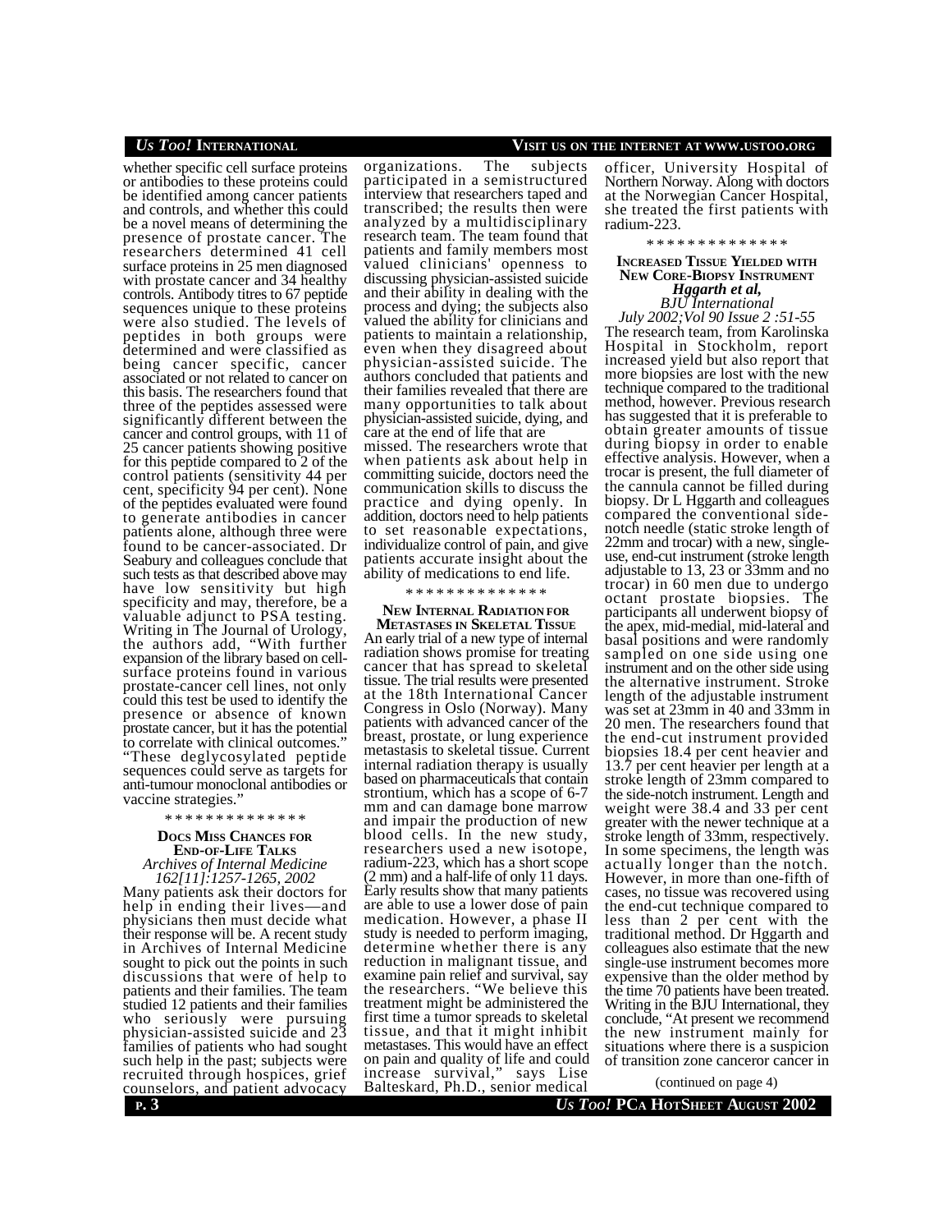whether specific cell surface proteins or antibodies to these proteins could be identified among cancer patients and controls, and whether this could be a novel means of determining the presence of prostate cancer. The researchers determined 41 cell surface proteins in 25 men diagnosed with prostate cancer and 34 healthy controls. Antibody titres to 67 peptide sequences unique to these proteins were also studied. The levels of peptides in both groups were determined and were classified as being cancer specific, cancer associated or not related to cancer on this basis. The researchers found that three of the peptides assessed were significantly different between the cancer and control groups, with 11 of 25 cancer patients showing positive for this peptide compared to 2 of the control patients (sensitivity 44 per cent, specificity 94 per cent). None of the peptides evaluated were found to generate antibodies in cancer patients alone, although three were found to be cancer-associated. Dr Seabury and colleagues conclude that such tests as that described above may have low sensitivity but high specificity and may, therefore, be a valuable adjunct to PSA testing. Writing in The Journal of Urology, the authors add, "With further expansion of the library based on cell-surface proteins found in various prostate-cancer cell lines, not only could this test be used to identify the presence or absence of known prostate cancer, but it has the potential to correlate with clinical outcomes." "These deglycosylated peptide sequences could serve as targets for anti-tumour monoclonal antibodies or vaccine strategies."

\* \* \* \* \* \* \* \* \* \* \* \* \* \*

## DOCS MISS CHANCES FOR END-OF-LIFE TALKS

*Archives of Internal Medicine 162[11]:1257-1265, 2002*

Many patients ask their doctors for help in ending their lives—and physicians then must decide what their response will be. A recent study in Archives of Internal Medicine sought to pick out the points in such discussions that were of help to patients and their families. The team studied 12 patients and their families who seriously were pursuing physician-assisted suicide and 23 families of patients who had sought such help in the past; subjects were recruited through hospices, grief counselors, and patient advocacy organizations. The subjects participated in a semistructured interview that researchers taped and transcribed; the results then were analyzed by a multidisciplinary research team. The team found that patients and family members most valued clinicians' openness to discussing physician-assisted suicide and their ability in dealing with the process and dying; the subjects also valued the ability for clinicians and patients to maintain a relationship, even when they disagreed about physician-assisted suicide. The authors concluded that patients and their families revealed that there are many opportunities to talk about physician-assisted suicide, dying, and care at the end of life that are missed. The researchers wrote that when patients ask about help in committing suicide, doctors need the communication skills to discuss the practice and dying openly. In addition, doctors need to help patients to set reasonable expectations, individualize control of pain, and give patients accurate insight about the ability of medications to end life.

\* \* \* \* \* \* \* \* \* \* \* \* \* \*

## NEW INTERNAL RADIATION FOR METASTASES IN SKELETAL TISSUE

An early trial of a new type of internal radiation shows promise for treating cancer that has spread to skeletal tissue. The trial results were presented at the 18th International Cancer Congress in Oslo (Norway). Many patients with advanced cancer of the breast, prostate, or lung experience metastasis to skeletal tissue. Current internal radiation therapy is usually based on pharmaceuticals that contain strontium, which has a scope of 6-7 mm and can damage bone marrow and impair the production of new blood cells. In the new study, researchers used a new isotope, radium-223, which has a short scope (2 mm) and a half-life of only 11 days. Early results show that many patients are able to use a lower dose of pain medication. However, a phase II study is needed to perform imaging, determine whether there is any reduction in malignant tissue, and examine pain relief and survival, say the researchers. "We believe this treatment might be administered the first time a tumor spreads to skeletal tissue, and that it might inhibit metastases. This would have an effect on pain and quality of life and could increase survival," says Lise Balteskard, Ph.D., senior medical officer, University Hospital of Northern Norway. Along with doctors at the Norwegian Cancer Hospital, she treated the first patients with radium-223.

\* \* \* \* \* \* \* \* \* \* \* \* \* \*

## INCREASED TISSUE YIELDED WITH NEW CORE-BIOPSY INSTRUMENT

***Hggarth et al,***
*BJU International*
*July 2002;Vol 90 Issue 2 :51-55*

The research team, from Karolinska Hospital in Stockholm, report increased yield but also report that more biopsies are lost with the new technique compared to the traditional method, however. Previous research has suggested that it is preferable to obtain greater amounts of tissue during biopsy in order to enable effective analysis. However, when a trocar is present, the full diameter of the cannula cannot be filled during biopsy. Dr L Hggarth and colleagues compared the conventional side-notch needle (static stroke length of 22mm and trocar) with a new, single-use, end-cut instrument (stroke length adjustable to 13, 23 or 33mm and no trocar) in 60 men due to undergo octant prostate biopsies. The participants all underwent biopsy of the apex, mid-medial, mid-lateral and basal positions and were randomly sampled on one side using one instrument and on the other side using the alternative instrument. Stroke length of the adjustable instrument was set at 23mm in 40 and 33mm in 20 men. The researchers found that the end-cut instrument provided biopsies 18.4 per cent heavier and 13.7 per cent heavier per length at a stroke length of 23mm compared to the side-notch instrument. Length and weight were 38.4 and 33 per cent greater with the newer technique at a stroke length of 33mm, respectively. In some specimens, the length was actually longer than the notch. However, in more than one-fifth of cases, no tissue was recovered using the end-cut technique compared to less than 2 per cent with the traditional method. Dr Hggarth and colleagues also estimate that the new single-use instrument becomes more expensive than the older method by the time 70 patients have been treated. Writing in the BJU International, they conclude, "At present we recommend the new instrument mainly for situations where there is a suspicion of transition zone canceror cancer in

(continued on page 4)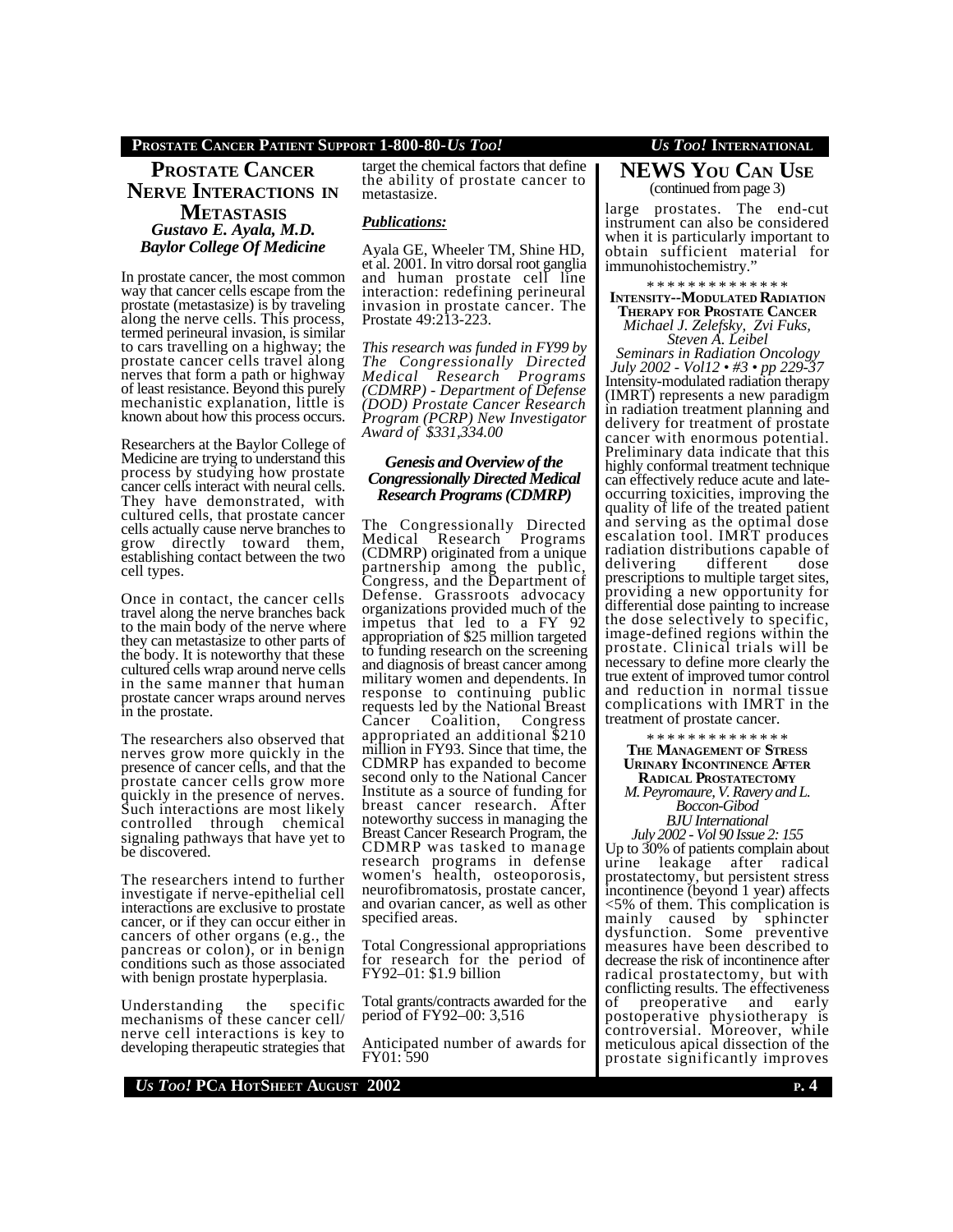## Prostate Cancer Nerve Interactions in Metastasis

***Gustavo E. Ayala, M.D.***
***Baylor College Of Medicine***

In prostate cancer, the most common way that cancer cells escape from the prostate (metastasize) is by traveling along the nerve cells. This process, termed perineural invasion, is similar to cars travelling on a highway; the prostate cancer cells travel along nerves that form a path or highway of least resistance. Beyond this purely mechanistic explanation, little is known about how this process occurs.

Researchers at the Baylor College of Medicine are trying to understand this process by studying how prostate cancer cells interact with neural cells. They have demonstrated, with cultured cells, that prostate cancer cells actually cause nerve branches to grow directly toward them, establishing contact between the two cell types.

Once in contact, the cancer cells travel along the nerve branches back to the main body of the nerve where they can metastasize to other parts of the body. It is noteworthy that these cultured cells wrap around nerve cells in the same manner that human prostate cancer wraps around nerves in the prostate.

The researchers also observed that nerves grow more quickly in the presence of cancer cells, and that the prostate cancer cells grow more quickly in the presence of nerves. Such interactions are most likely controlled through chemical signaling pathways that have yet to be discovered.

The researchers intend to further investigate if nerve-epithelial cell interactions are exclusive to prostate cancer, or if they can occur either in cancers of other organs (e.g., the pancreas or colon), or in benign conditions such as those associated with benign prostate hyperplasia.

Understanding the specific mechanisms of these cancer cell/ nerve cell interactions is key to developing therapeutic strategies that target the chemical factors that define the ability of prostate cancer to metastasize.

***Publications:***

Ayala GE, Wheeler TM, Shine HD, et al. 2001. In vitro dorsal root ganglia and human prostate cell line interaction: redefining perineural invasion in prostate cancer. The Prostate 49:213-223.

*This research was funded in FY99 by The Congressionally Directed Medical Research Programs (CDMRP) - Department of Defense (DOD) Prostate Cancer Research Program (PCRP) New Investigator Award of $331,334.00*

### *Genesis and Overview of the Congressionally Directed Medical Research Programs (CDMRP)*

The Congressionally Directed Medical Research Programs (CDMRP) originated from a unique partnership among the public, Congress, and the Department of Defense. Grassroots advocacy organizations provided much of the impetus that led to a FY 92 appropriation of $25 million targeted to funding research on the screening and diagnosis of breast cancer among military women and dependents. In response to continuing public requests led by the National Breast Cancer Coalition, Congress appropriated an additional $210 million in FY93. Since that time, the CDMRP has expanded to become second only to the National Cancer Institute as a source of funding for breast cancer research. After noteworthy success in managing the Breast Cancer Research Program, the CDMRP was tasked to manage research programs in defense women's health, osteoporosis, neurofibromatosis, prostate cancer, and ovarian cancer, as well as other specified areas.

Total Congressional appropriations for research for the period of FY92–01: $1.9 billion

Total grants/contracts awarded for the period of FY92–00: 3,516

Anticipated number of awards for FY01: 590

## NEWS You Can Use
(continued from page 3)

large prostates. The end-cut instrument can also be considered when it is particularly important to obtain sufficient material for immunohistochemistry."

\* \* \* \* \* \* \* \* \* \* \* \* \* \*

**Intensity--Modulated Radiation Therapy for Prostate Cancer**
*Michael J. Zelefsky, Zvi Fuks, Steven A. Leibel*
*Seminars in Radiation Oncology July 2002 - Vol12 • #3 • pp 229-37*

Intensity-modulated radiation therapy (IMRT) represents a new paradigm in radiation treatment planning and delivery for treatment of prostate cancer with enormous potential. Preliminary data indicate that this highly conformal treatment technique can effectively reduce acute and late-occurring toxicities, improving the quality of life of the treated patient and serving as the optimal dose escalation tool. IMRT produces radiation distributions capable of delivering different dose prescriptions to multiple target sites, providing a new opportunity for differential dose painting to increase the dose selectively to specific, image-defined regions within the prostate. Clinical trials will be necessary to define more clearly the true extent of improved tumor control and reduction in normal tissue complications with IMRT in the treatment of prostate cancer.

\* \* \* \* \* \* \* \* \* \* \* \* \* \*

**The Management of Stress Urinary Incontinence After Radical Prostatectomy**
*M. Peyromaure, V. Ravery and L. Boccon-Gibod*
*BJU International*
*July 2002 - Vol 90 Issue 2: 155*

Up to 30% of patients complain about urine leakage after radical prostatectomy, but persistent stress incontinence (beyond 1 year) affects <5% of them. This complication is mainly caused by sphincter dysfunction. Some preventive measures have been described to decrease the risk of incontinence after radical prostatectomy, but with conflicting results. The effectiveness of preoperative and early postoperative physiotherapy is controversial. Moreover, while meticulous apical dissection of the prostate significantly improves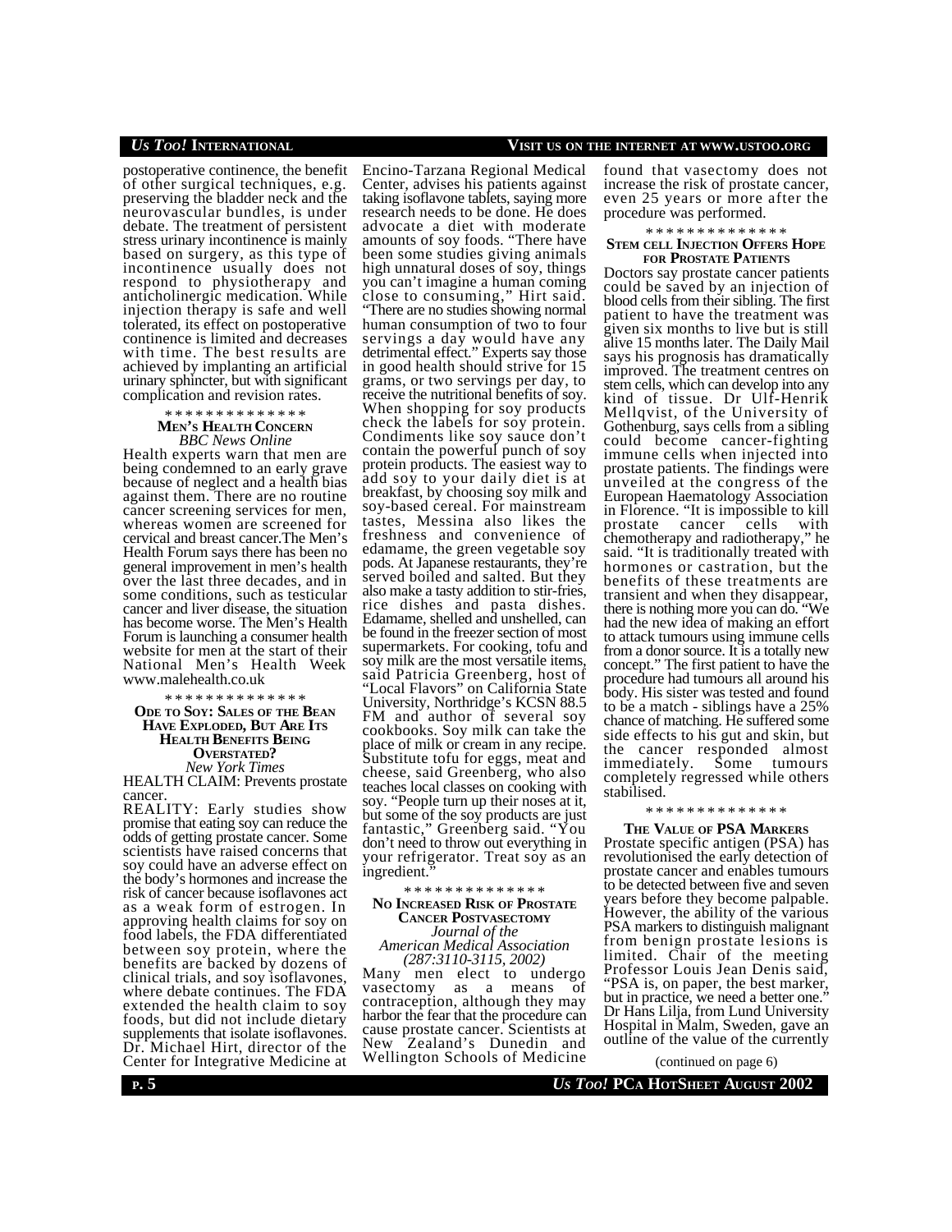postoperative continence, the benefit of other surgical techniques, e.g. preserving the bladder neck and the neurovascular bundles, is under debate. The treatment of persistent stress urinary incontinence is mainly based on surgery, as this type of incontinence usually does not respond to physiotherapy and anticholinergic medication. While injection therapy is safe and well tolerated, its effect on postoperative continence is limited and decreases with time. The best results are achieved by implanting an artificial urinary sphincter, but with significant complication and revision rates.

\* \* \* \* \* \* \* \* \* \* \* \* \* \*

### MEN'S HEALTH CONCERN

*BBC News Online*

Health experts warn that men are being condemned to an early grave because of neglect and a health bias against them. There are no routine cancer screening services for men, whereas women are screened for cervical and breast cancer.The Men's Health Forum says there has been no general improvement in men's health over the last three decades, and in some conditions, such as testicular cancer and liver disease, the situation has become worse. The Men's Health Forum is launching a consumer health website for men at the start of their National Men's Health Week www.malehealth.co.uk

\* \* \* \* \* \* \* \* \* \* \* \* \* \*

### ODE TO SOY: SALES OF THE BEAN HAVE EXPLODED, BUT ARE ITS HEALTH BENEFITS BEING OVERSTATED?

*New York Times*

HEALTH CLAIM: Prevents prostate cancer.

REALITY: Early studies show promise that eating soy can reduce the odds of getting prostate cancer. Some scientists have raised concerns that soy could have an adverse effect on the body's hormones and increase the risk of cancer because isoflavones act as a weak form of estrogen. In approving health claims for soy on food labels, the FDA differentiated between soy protein, where the benefits are backed by dozens of clinical trials, and soy isoflavones, where debate continues. The FDA extended the health claim to soy foods, but did not include dietary supplements that isolate isoflavones. Dr. Michael Hirt, director of the Center for Integrative Medicine at Encino-Tarzana Regional Medical Center, advises his patients against taking isoflavone tablets, saying more research needs to be done. He does advocate a diet with moderate amounts of soy foods. "There have been some studies giving animals high unnatural doses of soy, things you can't imagine a human coming close to consuming," Hirt said. "There are no studies showing normal human consumption of two to four servings a day would have any detrimental effect." Experts say those in good health should strive for 15 grams, or two servings per day, to receive the nutritional benefits of soy. When shopping for soy products check the labels for soy protein. Condiments like soy sauce don't contain the powerful punch of soy protein products. The easiest way to add soy to your daily diet is at breakfast, by choosing soy milk and soy-based cereal. For mainstream tastes, Messina also likes the freshness and convenience of edamame, the green vegetable soy pods. At Japanese restaurants, they're served boiled and salted. But they also make a tasty addition to stir-fries, rice dishes and pasta dishes. Edamame, shelled and unshelled, can be found in the freezer section of most supermarkets. For cooking, tofu and soy milk are the most versatile items, said Patricia Greenberg, host of "Local Flavors" on California State University, Northridge's KCSN 88.5 FM and author of several soy cookbooks. Soy milk can take the place of milk or cream in any recipe. Substitute tofu for eggs, meat and cheese, said Greenberg, who also teaches local classes on cooking with soy. "People turn up their noses at it, but some of the soy products are just fantastic," Greenberg said. "You don't need to throw out everything in your refrigerator. Treat soy as an ingredient."

\* \* \* \* \* \* \* \* \* \* \* \* \* \*

### NO INCREASED RISK OF PROSTATE CANCER POSTVASECTOMY

*Journal of the American Medical Association (287:3110-3115, 2002)*

Many men elect to undergo vasectomy as a means of contraception, although they may harbor the fear that the procedure can cause prostate cancer. Scientists at New Zealand's Dunedin and Wellington Schools of Medicine found that vasectomy does not increase the risk of prostate cancer, even 25 years or more after the procedure was performed.

\* \* \* \* \* \* \* \* \* \* \* \* \* \*

### STEM CELL INJECTION OFFERS HOPE FOR PROSTATE PATIENTS

Doctors say prostate cancer patients could be saved by an injection of blood cells from their sibling. The first patient to have the treatment was given six months to live but is still alive 15 months later. The Daily Mail says his prognosis has dramatically improved. The treatment centres on stem cells, which can develop into any kind of tissue. Dr Ulf-Henrik Mellqvist, of the University of Gothenburg, says cells from a sibling could become cancer-fighting immune cells when injected into prostate patients. The findings were unveiled at the congress of the European Haematology Association in Florence. "It is impossible to kill prostate cancer cells with chemotherapy and radiotherapy," he said. "It is traditionally treated with hormones or castration, but the benefits of these treatments are transient and when they disappear, there is nothing more you can do. "We had the new idea of making an effort to attack tumours using immune cells from a donor source. It is a totally new concept." The first patient to have the procedure had tumours all around his body. His sister was tested and found to be a match - siblings have a 25% chance of matching. He suffered some side effects to his gut and skin, but the cancer responded almost immediately. Some tumours completely regressed while others stabilised.

\* \* \* \* \* \* \* \* \* \* \* \* \* \*

### THE VALUE OF PSA MARKERS

Prostate specific antigen (PSA) has revolutionised the early detection of prostate cancer and enables tumours to be detected between five and seven years before they become palpable. However, the ability of the various PSA markers to distinguish malignant from benign prostate lesions is limited. Chair of the meeting Professor Louis Jean Denis said, "PSA is, on paper, the best marker, but in practice, we need a better one." Dr Hans Lilja, from Lund University Hospital in Malm, Sweden, gave an outline of the value of the currently

(continued on page 6)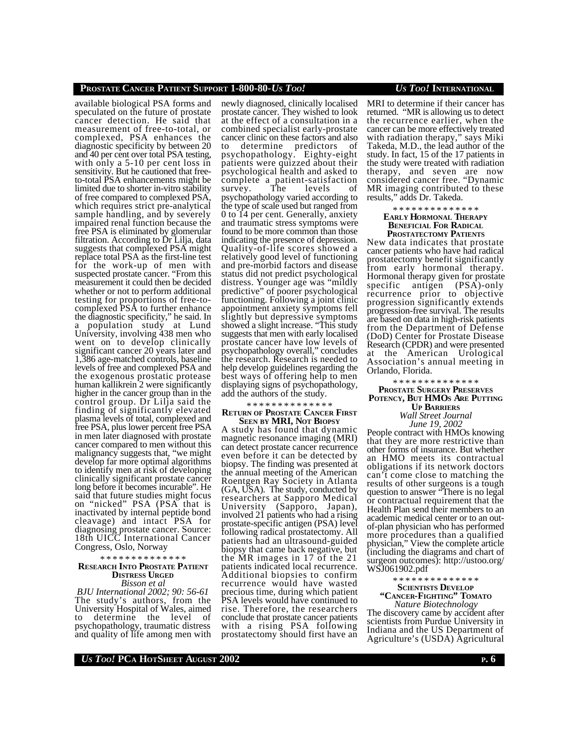available biological PSA forms and speculated on the future of prostate cancer detection. He said that measurement of free-to-total, or complexed, PSA enhances the diagnostic specificity by between 20 and 40 per cent over total PSA testing, with only a 5-10 per cent loss in sensitivity. But he cautioned that free-to-total PSA enhancements might be limited due to shorter in-vitro stability of free compared to complexed PSA, which requires strict pre-analytical sample handling, and by severely impaired renal function because the free PSA is eliminated by glomerular filtration. According to Dr Lilja, data suggests that complexed PSA might replace total PSA as the first-line test for the work-up of men with suspected prostate cancer. "From this measurement it could then be decided whether or not to perform additional testing for proportions of free-to-complexed PSA to further enhance the diagnostic specificity," he said. In a population study at Lund University, involving 438 men who went on to develop clinically significant cancer 20 years later and 1,386 age-matched controls, baseline levels of free and complexed PSA and the exogenous prostatic protease human kallikrein 2 were significantly higher in the cancer group than in the control group. Dr Lilja said the finding of significantly elevated plasma levels of total, complexed and free PSA, plus lower percent free PSA in men later diagnosed with prostate cancer compared to men without this malignancy suggests that, "we might develop far more optimal algorithms to identify men at risk of developing clinically significant prostate cancer long before it becomes incurable". He said that future studies might focus on "nicked" PSA (PSA that is inactivated by internal peptide bond cleavage) and intact PSA for diagnosing prostate cancer. Source: 18th UICC International Cancer Congress, Oslo, Norway

\* \* \* \* \* \* \* \* \* \* \* \* \* \*

### Research Into Prostate Patient Distress Urged

*Bisson et al*

*BJU International 2002; 90: 56-61*

The study's authors, from the University Hospital of Wales, aimed to determine the level of psychopathology, traumatic distress and quality of life among men with newly diagnosed, clinically localised prostate cancer. They wished to look at the effect of a consultation in a combined specialist early-prostate cancer clinic on these factors and also to determine predictors of psychopathology. Eighty-eight patients were quizzed about their psychological health and asked to complete a patient-satisfaction survey. The levels of psychopathology varied according to the type of scale used but ranged from 0 to 14 per cent. Generally, anxiety and traumatic stress symptoms were found to be more common than those indicating the presence of depression. Quality-of-life scores showed a relatively good level of functioning and pre-morbid factors and disease status did not predict psychological distress. Younger age was "mildly predictive" of poorer psychological functioning. Following a joint clinic appointment anxiety symptoms fell slightly but depressive symptoms showed a slight increase. "This study suggests that men with early localised prostate cancer have low levels of psychopathology overall," concludes the research. Research is needed to help develop guidelines regarding the best ways of offering help to men displaying signs of psychopathology, add the authors of the study.

\* \* \* \* \* \* \* \* \* \* \* \* \* \*

### Return of Prostate Cancer First Seen by MRI, Not Biopsy

A study has found that dynamic magnetic resonance imaging (MRI) can detect prostate cancer recurrence even before it can be detected by biopsy. The finding was presented at the annual meeting of the American Roentgen Ray Society in Atlanta (GA, USA). The study, conducted by researchers at Sapporo Medical University (Sapporo, Japan), involved 21 patients who had a rising prostate-specific antigen (PSA) level following radical prostatectomy. All patients had an ultrasound-guided biopsy that came back negative, but the MR images in 17 of the 21 patients indicated local recurrence. Additional biopsies to confirm recurrence would have wasted precious time, during which patient PSA levels would have continued to rise. Therefore, the researchers conclude that prostate cancer patients with a rising PSA following prostatectomy should first have an MRI to determine if their cancer has returned. "MR is allowing us to detect the recurrence earlier, when the cancer can be more effectively treated with radiation therapy," says Miki Takeda, M.D., the lead author of the study. In fact, 15 of the 17 patients in the study were treated with radiation therapy, and seven are now considered cancer free. "Dynamic MR imaging contributed to these results," adds Dr. Takeda.

\* \* \* \* \* \* \* \* \* \* \* \* \* \*

### Early Hormonal Therapy Beneficial For Radical Prostatectomy Patients

New data indicates that prostate cancer patients who have had radical prostatectomy benefit significantly from early hormonal therapy. Hormonal therapy given for prostate specific antigen (PSA)-only recurrence prior to objective progression significantly extends progression-free survival. The results are based on data in high-risk patients from the Department of Defense (DoD) Center for Prostate Disease Research (CPDR) and were presented at the American Urological Association's annual meeting in Orlando, Florida.

\* \* \* \* \* \* \* \* \* \* \* \* \* \*

### Prostate Surgery Preserves Potency, But HMOs Are Putting Up Barriers

*Wall Street Journal*

*June 19, 2002*

People contract with HMOs knowing that they are more restrictive than other forms of insurance. But whether an HMO meets its contractual obligations if its network doctors can't come close to matching the results of other surgeons is a tough question to answer "There is no legal or contractual requirement that the Health Plan send their members to an academic medical center or to an out-of-plan physician who has performed more procedures than a qualified physician," View the complete article (including the diagrams and chart of surgeon outcomes): http://ustoo.org/WSJ061902.pdf

\* \* \* \* \* \* \* \* \* \* \* \* \* \*

### Scientists Develop "Cancer-Fighting" Tomato

*Nature Biotechnology*

The discovery came by accident after scientists from Purdue University in Indiana and the US Department of Agriculture's (USDA) Agricultural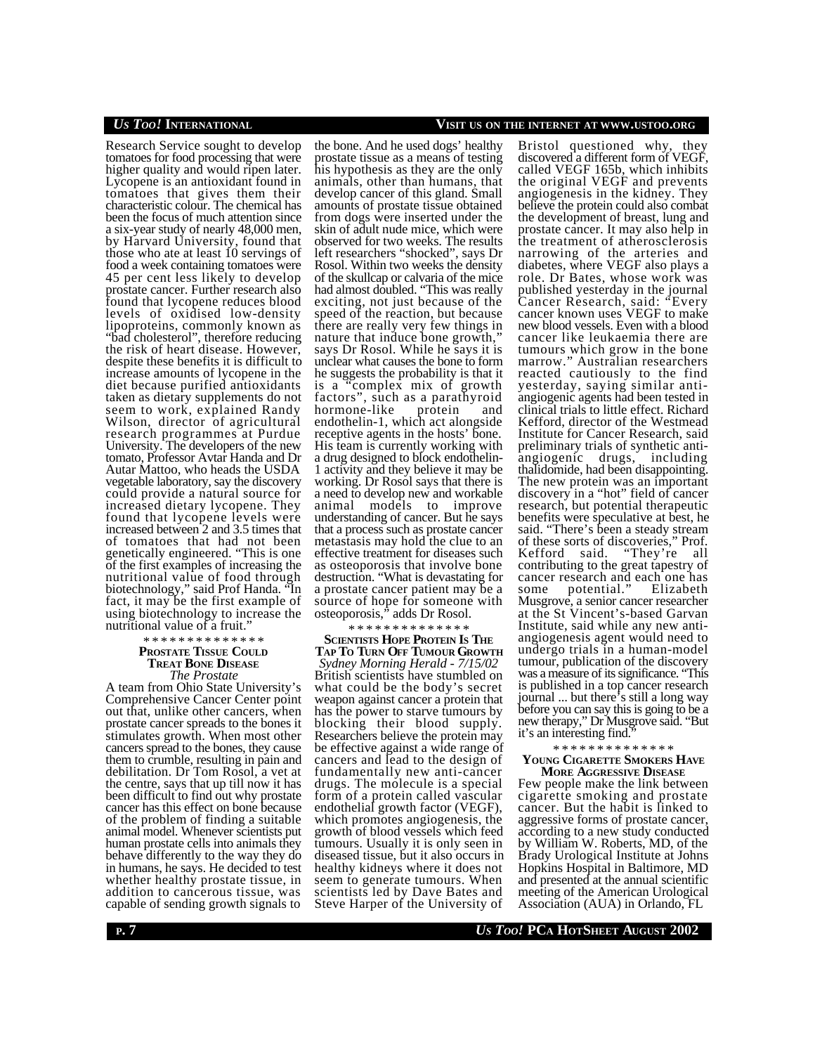Research Service sought to develop tomatoes for food processing that were higher quality and would ripen later. Lycopene is an antioxidant found in tomatoes that gives them their characteristic colour. The chemical has been the focus of much attention since a six-year study of nearly 48,000 men, by Harvard University, found that those who ate at least 10 servings of food a week containing tomatoes were 45 per cent less likely to develop prostate cancer. Further research also found that lycopene reduces blood levels of oxidised low-density lipoproteins, commonly known as "bad cholesterol", therefore reducing the risk of heart disease. However, despite these benefits it is difficult to increase amounts of lycopene in the diet because purified antioxidants taken as dietary supplements do not seem to work, explained Randy Wilson, director of agricultural research programmes at Purdue University. The developers of the new tomato, Professor Avtar Handa and Dr Autar Mattoo, who heads the USDA vegetable laboratory, say the discovery could provide a natural source for increased dietary lycopene. They found that lycopene levels were increased between 2 and 3.5 times that of tomatoes that had not been genetically engineered. "This is one of the first examples of increasing the nutritional value of food through biotechnology," said Prof Handa. "In fact, it may be the first example of using biotechnology to increase the nutritional value of a fruit."

\* \* \* \* \* \* \* \* \* \* \* \* \* \*

## Prostate Tissue Could Treat Bone Disease

*The Prostate*

A team from Ohio State University's Comprehensive Cancer Center point out that, unlike other cancers, when prostate cancer spreads to the bones it stimulates growth. When most other cancers spread to the bones, they cause them to crumble, resulting in pain and debilitation. Dr Tom Rosol, a vet at the centre, says that up till now it has been difficult to find out why prostate cancer has this effect on bone because of the problem of finding a suitable animal model. Whenever scientists put human prostate cells into animals they behave differently to the way they do in humans, he says. He decided to test whether healthy prostate tissue, in addition to cancerous tissue, was capable of sending growth signals to the bone. And he used dogs' healthy prostate tissue as a means of testing his hypothesis as they are the only animals, other than humans, that develop cancer of this gland. Small amounts of prostate tissue obtained from dogs were inserted under the skin of adult nude mice, which were observed for two weeks. The results left researchers "shocked", says Dr Rosol. Within two weeks the density of the skullcap or calvaria of the mice had almost doubled. "This was really exciting, not just because of the speed of the reaction, but because there are really very few things in nature that induce bone growth," says Dr Rosol. While he says it is unclear what causes the bone to form he suggests the probability is that it is a "complex mix of growth factors", such as a parathyroid hormone-like protein and endothelin-1, which act alongside receptive agents in the hosts' bone. His team is currently working with a drug designed to block endothelin-1 activity and they believe it may be working. Dr Rosol says that there is a need to develop new and workable animal models to improve understanding of cancer. But he says that a process such as prostate cancer metastasis may hold the clue to an effective treatment for diseases such as osteoporosis that involve bone destruction. "What is devastating for a prostate cancer patient may be a source of hope for someone with osteoporosis," adds Dr Rosol.

\* \* \* \* \* \* \* \* \* \* \* \* \* \*

## Scientists Hope Protein Is The Tap To Turn Off Tumour Growth

*Sydney Morning Herald - 7/15/02*

British scientists have stumbled on what could be the body's secret weapon against cancer a protein that has the power to starve tumours by blocking their blood supply. Researchers believe the protein may be effective against a wide range of cancers and lead to the design of fundamentally new anti-cancer drugs. The molecule is a special form of a protein called vascular endothelial growth factor (VEGF), which promotes angiogenesis, the growth of blood vessels which feed tumours. Usually it is only seen in diseased tissue, but it also occurs in healthy kidneys where it does not seem to generate tumours. When scientists led by Dave Bates and Steve Harper of the University of Bristol questioned why, they discovered a different form of VEGF, called VEGF 165b, which inhibits the original VEGF and prevents angiogenesis in the kidney. They believe the protein could also combat the development of breast, lung and prostate cancer. It may also help in the treatment of atherosclerosis narrowing of the arteries and diabetes, where VEGF also plays a role. Dr Bates, whose work was published yesterday in the journal Cancer Research, said: "Every cancer known uses VEGF to make new blood vessels. Even with a blood cancer like leukaemia there are tumours which grow in the bone marrow." Australian researchers reacted cautiously to the find yesterday, saying similar anti-angiogenic agents had been tested in clinical trials to little effect. Richard Kefford, director of the Westmead Institute for Cancer Research, said preliminary trials of synthetic anti-angiogenic drugs, including thalidomide, had been disappointing. The new protein was an important discovery in a "hot" field of cancer research, but potential therapeutic benefits were speculative at best, he said. "There's been a steady stream of these sorts of discoveries," Prof. Kefford said. "They're all contributing to the great tapestry of cancer research and each one has some potential." Elizabeth Musgrove, a senior cancer researcher at the St Vincent's-based Garvan Institute, said while any new anti-angiogenesis agent would need to undergo trials in a human-model tumour, publication of the discovery was a measure of its significance. "This is published in a top cancer research journal ... but there's still a long way before you can say this is going to be a new therapy," Dr Musgrove said. "But it's an interesting find."

\* \* \* \* \* \* \* \* \* \* \* \* \* \*

## Young Cigarette Smokers Have More Aggressive Disease

Few people make the link between cigarette smoking and prostate cancer. But the habit is linked to aggressive forms of prostate cancer, according to a new study conducted by William W. Roberts, MD, of the Brady Urological Institute at Johns Hopkins Hospital in Baltimore, MD and presented at the annual scientific meeting of the American Urological Association (AUA) in Orlando, FL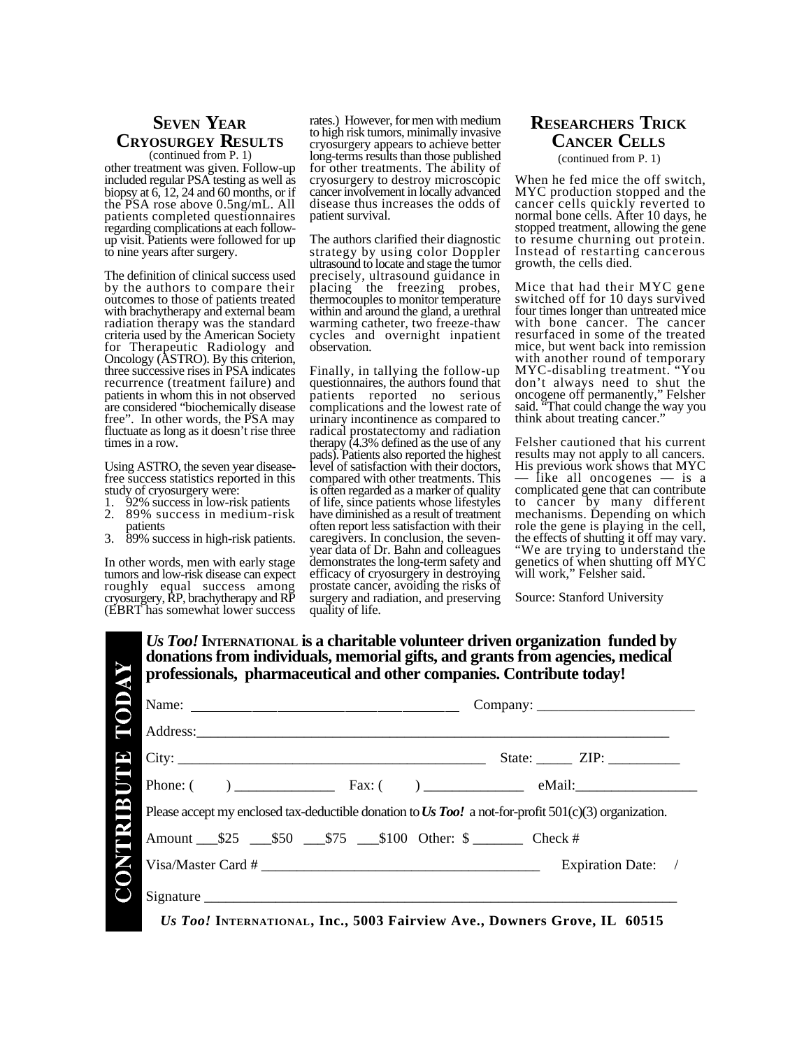## Seven Year Cryosurgey Results

(continued from P. 1)

other treatment was given. Follow-up included regular PSA testing as well as biopsy at 6, 12, 24 and 60 months, or if the PSA rose above 0.5ng/mL. All patients completed questionnaires regarding complications at each follow-up visit. Patients were followed for up to nine years after surgery.

The definition of clinical success used by the authors to compare their outcomes to those of patients treated with brachytherapy and external beam radiation therapy was the standard criteria used by the American Society for Therapeutic Radiology and Oncology (ASTRO). By this criterion, three successive rises in PSA indicates recurrence (treatment failure) and patients in whom this in not observed are considered "biochemically disease free". In other words, the PSA may fluctuate as long as it doesn't rise three times in a row.

Using ASTRO, the seven year disease-free success statistics reported in this study of cryosurgery were:

1. 92% success in low-risk patients
2. 89% success in medium-risk patients
3. 89% success in high-risk patients.

In other words, men with early stage tumors and low-risk disease can expect roughly equal success among cryosurgery, RP, brachytherapy and RP (EBRT has somewhat lower success rates.) However, for men with medium to high risk tumors, minimally invasive cryosurgery appears to achieve better long-terms results than those published for other treatments. The ability of cryosurgery to destroy microscopic cancer involvement in locally advanced disease thus increases the odds of patient survival.

The authors clarified their diagnostic strategy by using color Doppler ultrasound to locate and stage the tumor precisely, ultrasound guidance in placing the freezing probes, thermocouples to monitor temperature within and around the gland, a urethral warming catheter, two freeze-thaw cycles and overnight inpatient observation.

Finally, in tallying the follow-up questionnaires, the authors found that patients reported no serious complications and the lowest rate of urinary incontinence as compared to radical prostatectomy and radiation therapy (4.3% defined as the use of any pads). Patients also reported the highest level of satisfaction with their doctors, compared with other treatments. This is often regarded as a marker of quality of life, since patients whose lifestyles have diminished as a result of treatment often report less satisfaction with their caregivers. In conclusion, the seven-year data of Dr. Bahn and colleagues demonstrates the long-term safety and efficacy of cryosurgery in destroying prostate cancer, avoiding the risks of surgery and radiation, and preserving quality of life.

## Researchers Trick Cancer Cells

(continued from P. 1)

When he fed mice the off switch, MYC production stopped and the cancer cells quickly reverted to normal bone cells. After 10 days, he stopped treatment, allowing the gene to resume churning out protein. Instead of restarting cancerous growth, the cells died.

Mice that had their MYC gene switched off for 10 days survived four times longer than untreated mice with bone cancer. The cancer resurfaced in some of the treated mice, but went back into remission with another round of temporary MYC-disabling treatment. "You don't always need to shut the oncogene off permanently," Felsher said. "That could change the way you think about treating cancer."

Felsher cautioned that his current results may not apply to all cancers. His previous work shows that MYC — like all oncogenes — is a complicated gene that can contribute to cancer by many different mechanisms. Depending on which role the gene is playing in the cell, the effects of shutting it off may vary. "We are trying to understand the genetics of when shutting off MYC will work," Felsher said.

Source: Stanford University

---

## CONTRIBUTE TODAY

***Us Too!* International is a charitable volunteer driven organization funded by donations from individuals, memorial gifts, and grants from agencies, medical professionals, pharmaceutical and other companies. Contribute today!**

Name: ______________________________ Company: ______________________

Address: ______________________________________________________________

City: ______________________________________ State: _____ ZIP: __________

Phone: ( ) ______________ Fax: ( ) ______________ eMail: _________________

Please accept my enclosed tax-deductible donation to ***Us Too!*** a not-for-profit 501(c)(3) organization.

Amount ___$25 ___$50 ___$75 ___$100 Other: $ _______ Check #

Visa/Master Card # ______________________________________ Expiration Date: /

Signature ______________________________________________________________

***Us Too!* International, Inc., 5003 Fairview Ave., Downers Grove, IL 60515**